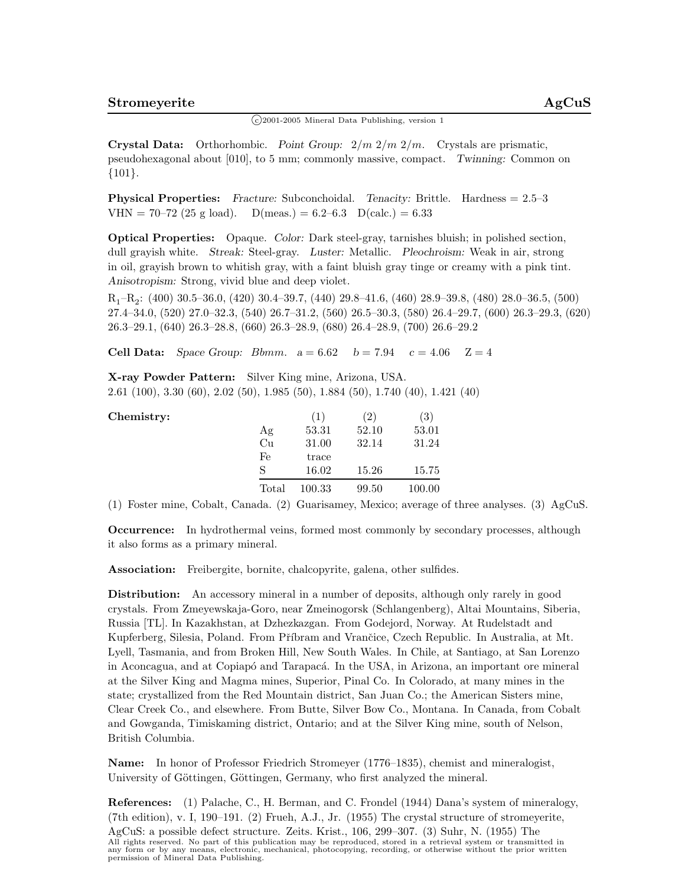# Stromeyerite AgCuS

©2001-2005 Mineral Data Publishing, version 1

**Crystal Data:** Orthorhombic. *Point Group:* $2/m\ 2/m\ 2/m$. Crystals are prismatic, pseudohexagonal about [010], to 5 mm; commonly massive, compact. *Twinning:* Common on {101}.

**Physical Properties:** *Fracture:* Subconchoidal. *Tenacity:* Brittle. Hardness = 2.5–3 VHN = 70–72 (25 g load). D(meas.) = 6.2–6.3 D(calc.) = 6.33

**Optical Properties:** Opaque. *Color:* Dark steel-gray, tarnishes bluish; in polished section, dull grayish white. *Streak:* Steel-gray. *Luster:* Metallic. *Pleochroism:* Weak in air, strong in oil, grayish brown to whitish gray, with a faint bluish gray tinge or creamy with a pink tint. *Anisotropism:* Strong, vivid blue and deep violet.

$R_1$–$R_2$: (400) 30.5–36.0, (420) 30.4–39.7, (440) 29.8–41.6, (460) 28.9–39.8, (480) 28.0–36.5, (500) 27.4–34.0, (520) 27.0–32.3, (540) 26.7–31.2, (560) 26.5–30.3, (580) 26.4–29.7, (600) 26.3–29.3, (620) 26.3–29.1, (640) 26.3–28.8, (660) 26.3–28.9, (680) 26.4–28.9, (700) 26.6–29.2

**Cell Data:** *Space Group:* *Bbmm.* a = 6.62 b = 7.94 c = 4.06 Z = 4

**X-ray Powder Pattern:** Silver King mine, Arizona, USA.
2.61 (100), 3.30 (60), 2.02 (50), 1.985 (50), 1.884 (50), 1.740 (40), 1.421 (40)

**Chemistry:**

| | (1) | (2) | (3) |
|---|---|---|---|
| Ag | 53.31 | 52.10 | 53.01 |
| Cu | 31.00 | 32.14 | 31.24 |
| Fe | trace | | |
| S | 16.02 | 15.26 | 15.75 |
| Total | 100.33 | 99.50 | 100.00 |

(1) Foster mine, Cobalt, Canada. (2) Guarisamey, Mexico; average of three analyses. (3) AgCuS.

**Occurrence:** In hydrothermal veins, formed most commonly by secondary processes, although it also forms as a primary mineral.

**Association:** Freibergite, bornite, chalcopyrite, galena, other sulfides.

**Distribution:** An accessory mineral in a number of deposits, although only rarely in good crystals. From Zmeyewskaja-Goro, near Zmeinogorsk (Schlangenberg), Altai Mountains, Siberia, Russia [TL]. In Kazakhstan, at Dzhezkazgan. From Godejord, Norway. At Rudelstadt and Kupferberg, Silesia, Poland. From Příbram and Vrančice, Czech Republic. In Australia, at Mt. Lyell, Tasmania, and from Broken Hill, New South Wales. In Chile, at Santiago, at San Lorenzo in Aconcagua, and at Copiapó and Tarapacá. In the USA, in Arizona, an important ore mineral at the Silver King and Magma mines, Superior, Pinal Co. In Colorado, at many mines in the state; crystallized from the Red Mountain district, San Juan Co.; the American Sisters mine, Clear Creek Co., and elsewhere. From Butte, Silver Bow Co., Montana. In Canada, from Cobalt and Gowganda, Timiskaming district, Ontario; and at the Silver King mine, south of Nelson, British Columbia.

**Name:** In honor of Professor Friedrich Stromeyer (1776–1835), chemist and mineralogist, University of Göttingen, Göttingen, Germany, who first analyzed the mineral.

**References:** (1) Palache, C., H. Berman, and C. Frondel (1944) Dana's system of mineralogy, (7th edition), v. I, 190–191. (2) Frueh, A.J., Jr. (1955) The crystal structure of stromeyerite, AgCuS: a possible defect structure. Zeits. Krist., 106, 299–307. (3) Suhr, N. (1955) The

All rights reserved. No part of this publication may be reproduced, stored in a retrieval system or transmitted in any form or by any means, electronic, mechanical, photocopying, recording, or otherwise without the prior written permission of Mineral Data Publishing.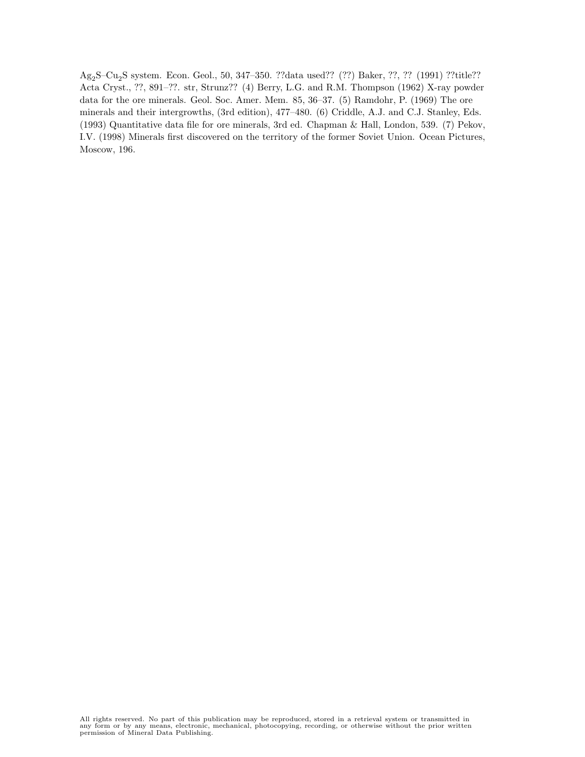$Ag_2S$–$Cu_2S$ system. Econ. Geol., 50, 347–350. ??data used?? (??) Baker, ??, ?? (1991) ??title?? Acta Cryst., ??, 891–??. str, Strunz?? (4) Berry, L.G. and R.M. Thompson (1962) X-ray powder data for the ore minerals. Geol. Soc. Amer. Mem. 85, 36–37. (5) Ramdohr, P. (1969) The ore minerals and their intergrowths, (3rd edition), 477–480. (6) Criddle, A.J. and C.J. Stanley, Eds. (1993) Quantitative data file for ore minerals, 3rd ed. Chapman & Hall, London, 539. (7) Pekov, I.V. (1998) Minerals first discovered on the territory of the former Soviet Union. Ocean Pictures, Moscow, 196.

All rights reserved. No part of this publication may be reproduced, stored in a retrieval system or transmitted in any form or by any means, electronic, mechanical, photocopying, recording, or otherwise without the prior written permission of Mineral Data Publishing.